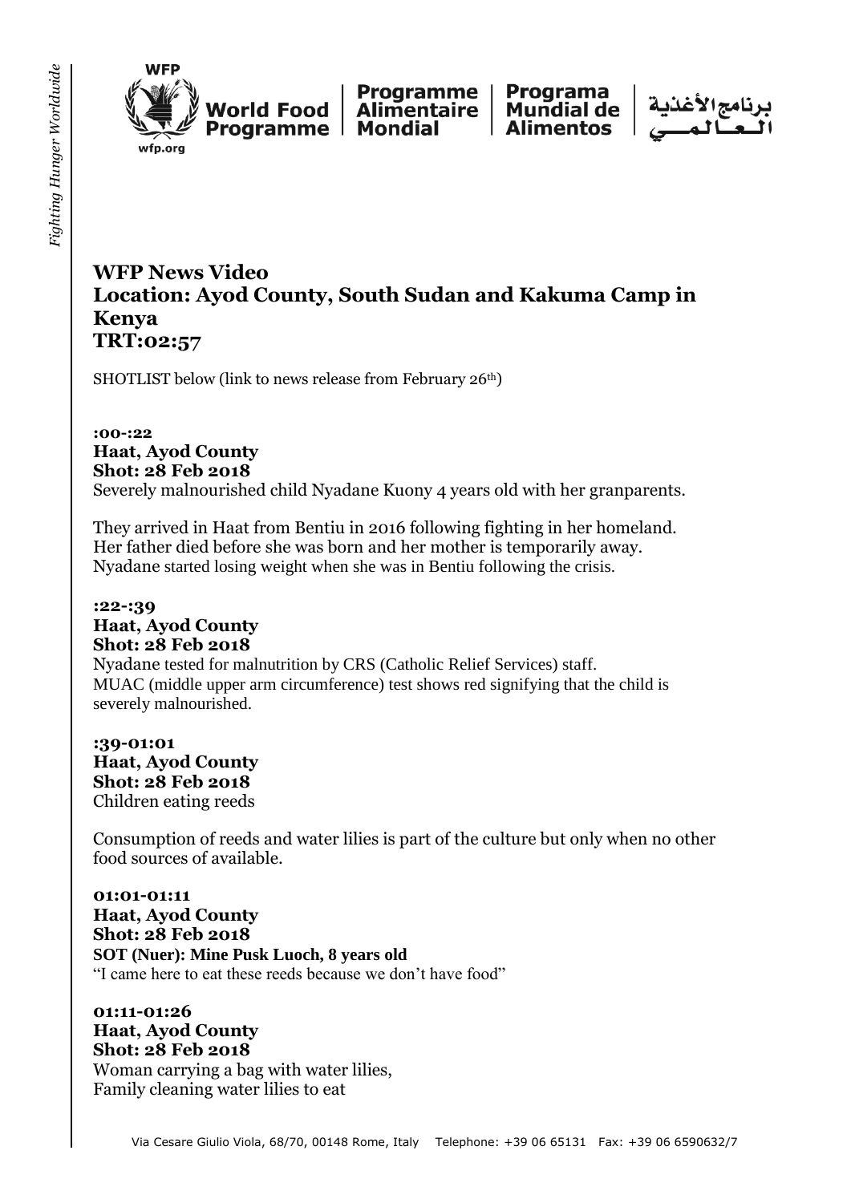**WFP News Video**
**Location: Ayod County, South Sudan and Kakuma Camp in Kenya**
**TRT:02:57**

SHOTLIST below (link to news release from February 26th)

**:00-:22**
**Haat, Ayod County**
**Shot: 28 Feb 2018**
Severely malnourished child Nyadane Kuony 4 years old with her granparents.

They arrived in Haat from Bentiu in 2016 following fighting in her homeland. Her father died before she was born and her mother is temporarily away. Nyadane started losing weight when she was in Bentiu following the crisis.

**:22-:39**
**Haat, Ayod County**
**Shot: 28 Feb 2018**
Nyadane tested for malnutrition by CRS (Catholic Relief Services) staff. MUAC (middle upper arm circumference) test shows red signifying that the child is severely malnourished.

**:39-01:01**
**Haat, Ayod County**
**Shot: 28 Feb 2018**
Children eating reeds

Consumption of reeds and water lilies is part of the culture but only when no other food sources of available.

**01:01-01:11**
**Haat, Ayod County**
**Shot: 28 Feb 2018**
**SOT (Nuer): Mine Pusk Luoch, 8 years old**
"I came here to eat these reeds because we don't have food"

**01:11-01:26**
**Haat, Ayod County**
**Shot: 28 Feb 2018**
Woman carrying a bag with water lilies,
Family cleaning water lilies to eat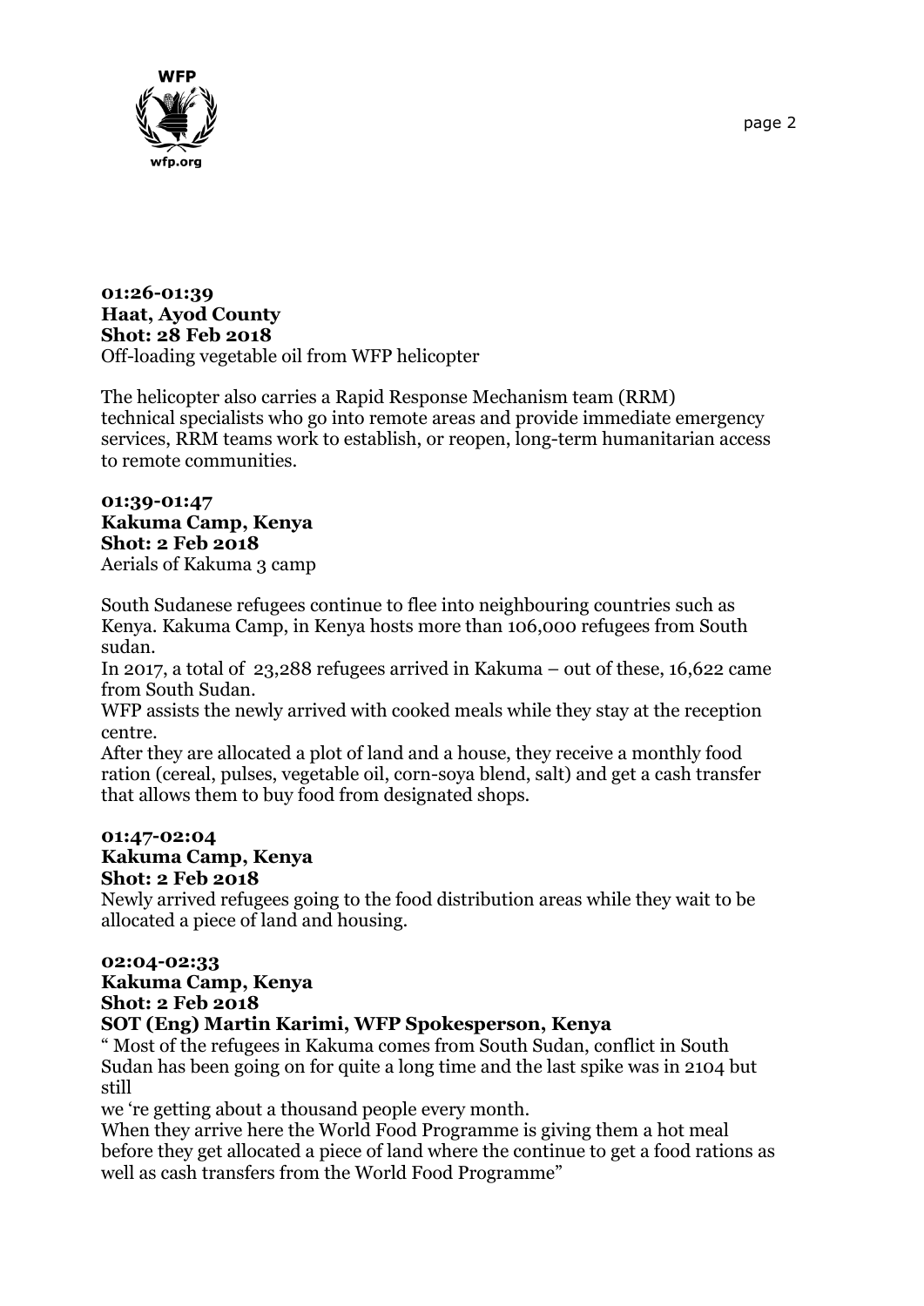**01:26-01:39**
**Haat, Ayod County**
**Shot: 28 Feb 2018**
Off-loading vegetable oil from WFP helicopter

The helicopter also carries a Rapid Response Mechanism team (RRM) technical specialists who go into remote areas and provide immediate emergency services, RRM teams work to establish, or reopen, long-term humanitarian access to remote communities.

**01:39-01:47**
**Kakuma Camp, Kenya**
**Shot: 2 Feb 2018**
Aerials of Kakuma 3 camp

South Sudanese refugees continue to flee into neighbouring countries such as Kenya. Kakuma Camp, in Kenya hosts more than 106,000 refugees from South sudan.
In 2017, a total of 23,288 refugees arrived in Kakuma – out of these, 16,622 came from South Sudan.
WFP assists the newly arrived with cooked meals while they stay at the reception centre.
After they are allocated a plot of land and a house, they receive a monthly food ration (cereal, pulses, vegetable oil, corn-soya blend, salt) and get a cash transfer that allows them to buy food from designated shops.

**01:47-02:04**
**Kakuma Camp, Kenya**
**Shot: 2 Feb 2018**
Newly arrived refugees going to the food distribution areas while they wait to be allocated a piece of land and housing.

**02:04-02:33**
**Kakuma Camp, Kenya**
**Shot: 2 Feb 2018**
**SOT (Eng) Martin Karimi, WFP Spokesperson, Kenya**
" Most of the refugees in Kakuma comes from South Sudan, conflict in South Sudan has been going on for quite a long time and the last spike was in 2104 but still
we 're getting about a thousand people every month.
When they arrive here the World Food Programme is giving them a hot meal before they get allocated a piece of land where the continue to get a food rations as well as cash transfers from the World Food Programme"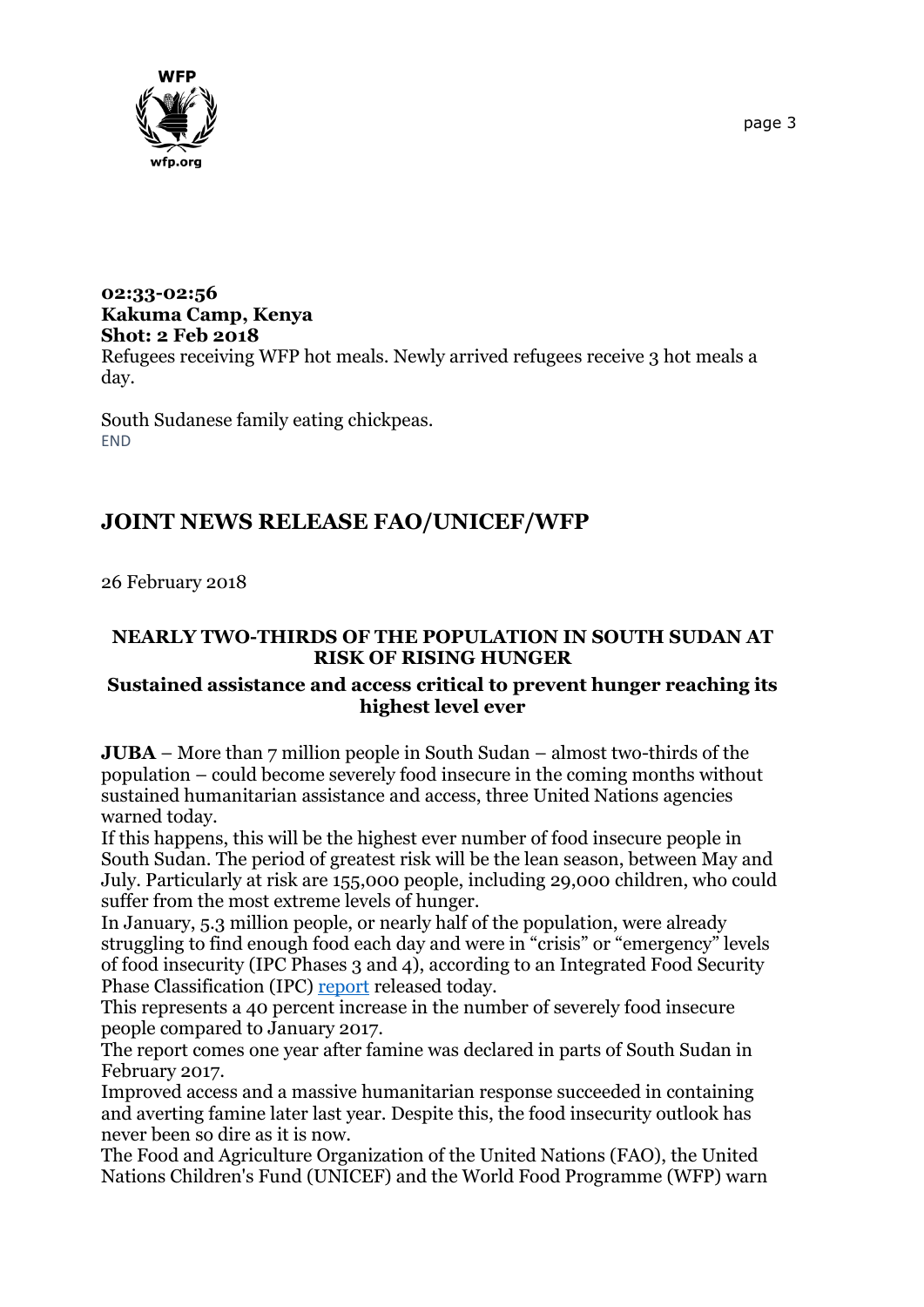**02:33-02:56**
**Kakuma Camp, Kenya**
**Shot: 2 Feb 2018**
Refugees receiving WFP hot meals. Newly arrived refugees receive 3 hot meals a day.

South Sudanese family eating chickpeas.
END

## JOINT NEWS RELEASE FAO/UNICEF/WFP

26 February 2018

### NEARLY TWO-THIRDS OF THE POPULATION IN SOUTH SUDAN AT RISK OF RISING HUNGER

### Sustained assistance and access critical to prevent hunger reaching its highest level ever

**JUBA** – More than 7 million people in South Sudan – almost two-thirds of the population – could become severely food insecure in the coming months without sustained humanitarian assistance and access, three United Nations agencies warned today.

If this happens, this will be the highest ever number of food insecure people in South Sudan. The period of greatest risk will be the lean season, between May and July. Particularly at risk are 155,000 people, including 29,000 children, who could suffer from the most extreme levels of hunger.

In January, 5.3 million people, or nearly half of the population, were already struggling to find enough food each day and were in "crisis" or "emergency" levels of food insecurity (IPC Phases 3 and 4), according to an Integrated Food Security Phase Classification (IPC) report released today.

This represents a 40 percent increase in the number of severely food insecure people compared to January 2017.

The report comes one year after famine was declared in parts of South Sudan in February 2017.

Improved access and a massive humanitarian response succeeded in containing and averting famine later last year. Despite this, the food insecurity outlook has never been so dire as it is now.

The Food and Agriculture Organization of the United Nations (FAO), the United Nations Children's Fund (UNICEF) and the World Food Programme (WFP) warn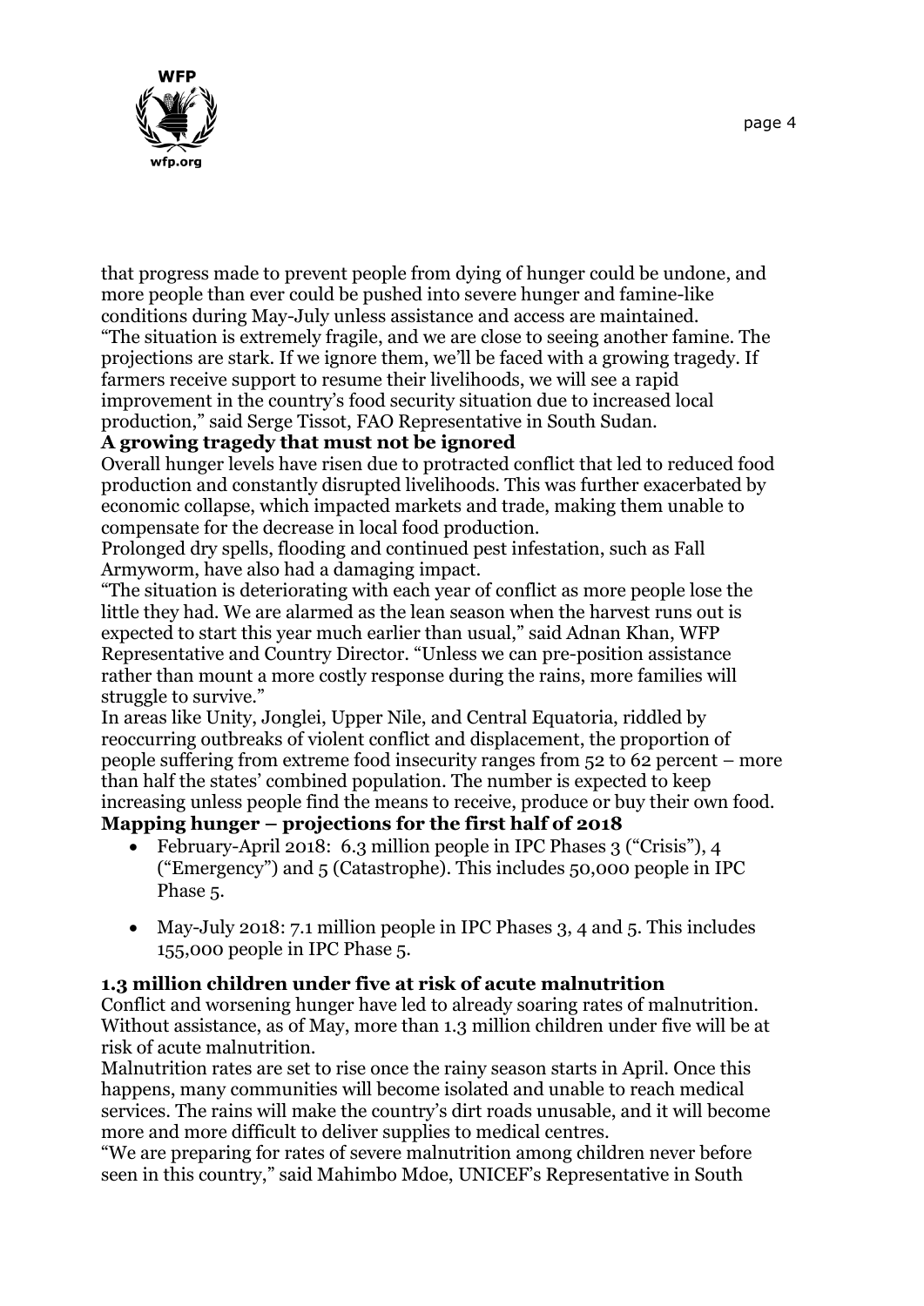that progress made to prevent people from dying of hunger could be undone, and more people than ever could be pushed into severe hunger and famine-like conditions during May-July unless assistance and access are maintained.

"The situation is extremely fragile, and we are close to seeing another famine. The projections are stark. If we ignore them, we'll be faced with a growing tragedy. If farmers receive support to resume their livelihoods, we will see a rapid improvement in the country's food security situation due to increased local production," said Serge Tissot, FAO Representative in South Sudan.

**A growing tragedy that must not be ignored**

Overall hunger levels have risen due to protracted conflict that led to reduced food production and constantly disrupted livelihoods. This was further exacerbated by economic collapse, which impacted markets and trade, making them unable to compensate for the decrease in local food production.

Prolonged dry spells, flooding and continued pest infestation, such as Fall Armyworm, have also had a damaging impact.

"The situation is deteriorating with each year of conflict as more people lose the little they had. We are alarmed as the lean season when the harvest runs out is expected to start this year much earlier than usual," said Adnan Khan, WFP Representative and Country Director. "Unless we can pre-position assistance rather than mount a more costly response during the rains, more families will struggle to survive."

In areas like Unity, Jonglei, Upper Nile, and Central Equatoria, riddled by reoccurring outbreaks of violent conflict and displacement, the proportion of people suffering from extreme food insecurity ranges from 52 to 62 percent – more than half the states' combined population. The number is expected to keep increasing unless people find the means to receive, produce or buy their own food.

**Mapping hunger – projections for the first half of 2018**

- February-April 2018: 6.3 million people in IPC Phases 3 ("Crisis"), 4 ("Emergency") and 5 (Catastrophe). This includes 50,000 people in IPC Phase 5.
- May-July 2018: 7.1 million people in IPC Phases 3, 4 and 5. This includes 155,000 people in IPC Phase 5.

**1.3 million children under five at risk of acute malnutrition**

Conflict and worsening hunger have led to already soaring rates of malnutrition. Without assistance, as of May, more than 1.3 million children under five will be at risk of acute malnutrition.

Malnutrition rates are set to rise once the rainy season starts in April. Once this happens, many communities will become isolated and unable to reach medical services. The rains will make the country's dirt roads unusable, and it will become more and more difficult to deliver supplies to medical centres.

"We are preparing for rates of severe malnutrition among children never before seen in this country," said Mahimbo Mdoe, UNICEF's Representative in South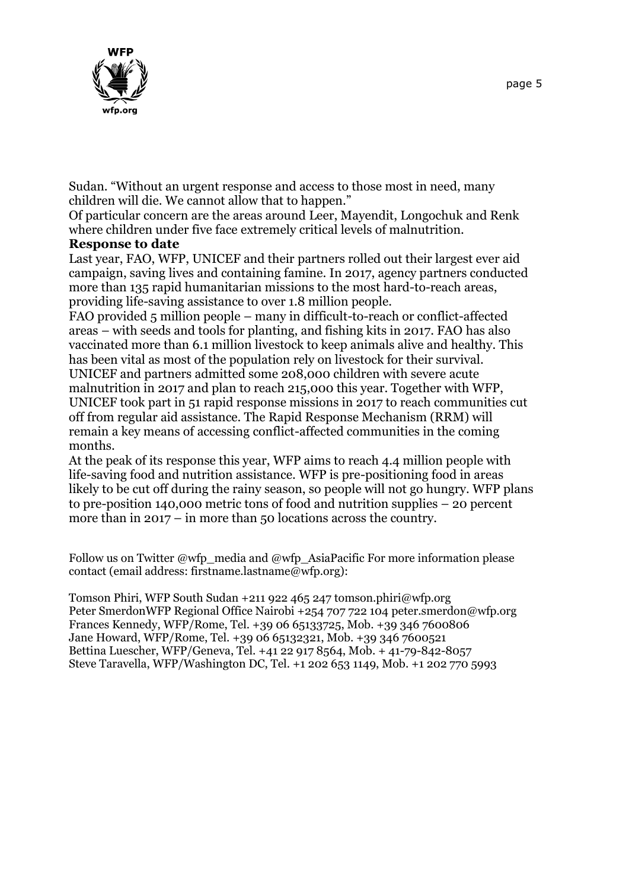Sudan. “Without an urgent response and access to those most in need, many children will die. We cannot allow that to happen.”

Of particular concern are the areas around Leer, Mayendit, Longochuk and Renk where children under five face extremely critical levels of malnutrition.

**Response to date**

Last year, FAO, WFP, UNICEF and their partners rolled out their largest ever aid campaign, saving lives and containing famine. In 2017, agency partners conducted more than 135 rapid humanitarian missions to the most hard-to-reach areas, providing life-saving assistance to over 1.8 million people.

FAO provided 5 million people – many in difficult-to-reach or conflict-affected areas – with seeds and tools for planting, and fishing kits in 2017. FAO has also vaccinated more than 6.1 million livestock to keep animals alive and healthy. This has been vital as most of the population rely on livestock for their survival.

UNICEF and partners admitted some 208,000 children with severe acute malnutrition in 2017 and plan to reach 215,000 this year. Together with WFP, UNICEF took part in 51 rapid response missions in 2017 to reach communities cut off from regular aid assistance. The Rapid Response Mechanism (RRM) will remain a key means of accessing conflict-affected communities in the coming months.

At the peak of its response this year, WFP aims to reach 4.4 million people with life-saving food and nutrition assistance. WFP is pre-positioning food in areas likely to be cut off during the rainy season, so people will not go hungry. WFP plans to pre-position 140,000 metric tons of food and nutrition supplies – 20 percent more than in 2017 – in more than 50 locations across the country.

Follow us on Twitter @wfp_media and @wfp_AsiaPacific For more information please contact (email address: firstname.lastname@wfp.org):

Tomson Phiri, WFP South Sudan +211 922 465 247 tomson.phiri@wfp.org
Peter SmerdonWFP Regional Office Nairobi +254 707 722 104 peter.smerdon@wfp.org
Frances Kennedy, WFP/Rome, Tel. +39 06 65133725, Mob. +39 346 7600806
Jane Howard, WFP/Rome, Tel. +39 06 65132321, Mob. +39 346 7600521
Bettina Luescher, WFP/Geneva, Tel. +41 22 917 8564, Mob. + 41-79-842-8057
Steve Taravella, WFP/Washington DC, Tel. +1 202 653 1149, Mob. +1 202 770 5993